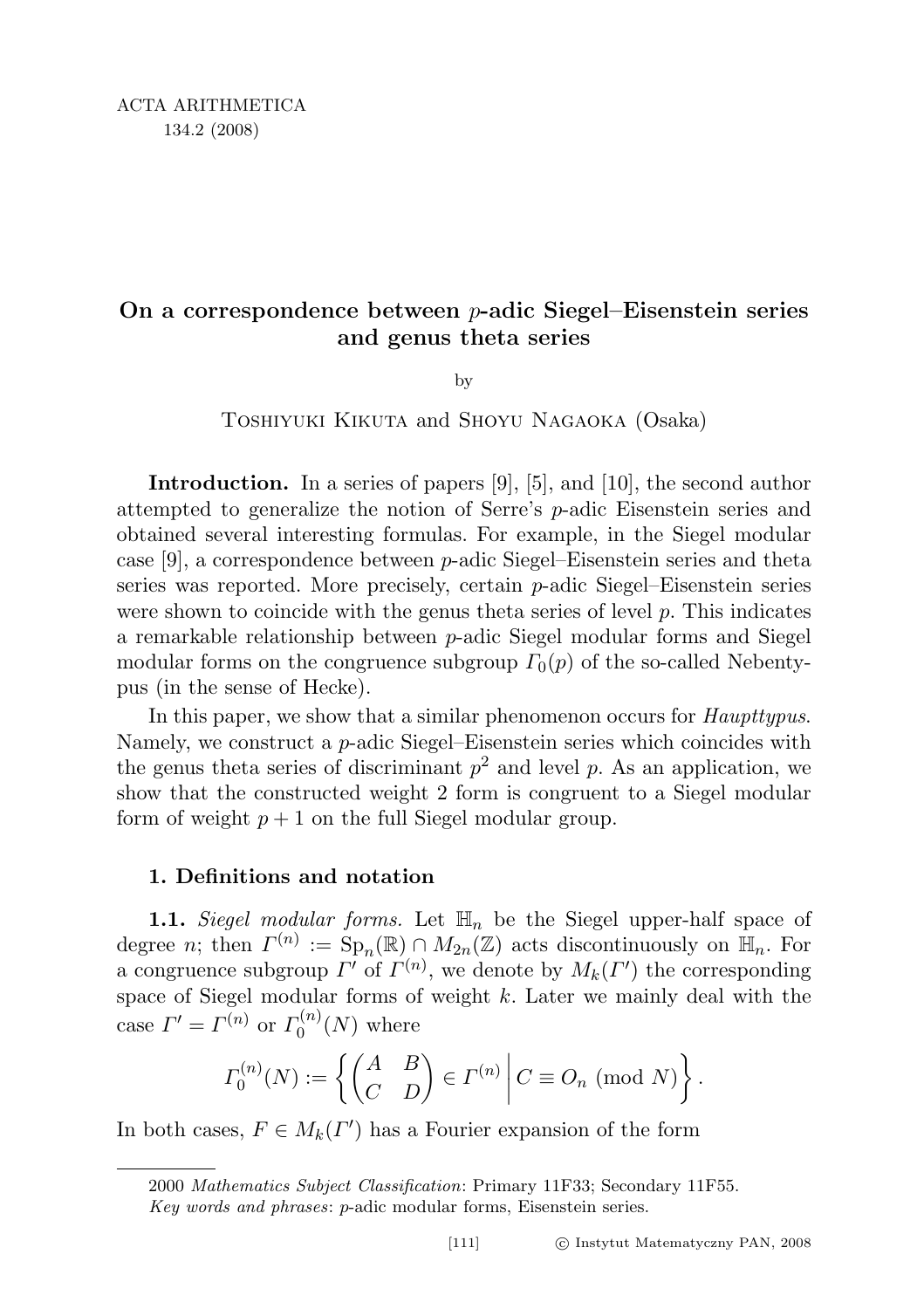# On a correspondence between $p$-adic Siegel–Eisenstein series and genus theta series

by

Toshiyuki Kikuta and Shoyu Nagaoka (Osaka)

**Introduction.** In a series of papers [9], [5], and [10], the second author attempted to generalize the notion of Serre's $p$-adic Eisenstein series and obtained several interesting formulas. For example, in the Siegel modular case [9], a correspondence between $p$-adic Siegel–Eisenstein series and theta series was reported. More precisely, certain $p$-adic Siegel–Eisenstein series were shown to coincide with the genus theta series of level $p$. This indicates a remarkable relationship between $p$-adic Siegel modular forms and Siegel modular forms on the congruence subgroup $\Gamma_0(p)$ of the so-called Nebentypus (in the sense of Hecke).

In this paper, we show that a similar phenomenon occurs for *Haupttypus*. Namely, we construct a $p$-adic Siegel–Eisenstein series which coincides with the genus theta series of discriminant $p^2$ and level $p$. As an application, we show that the constructed weight 2 form is congruent to a Siegel modular form of weight $p+1$ on the full Siegel modular group.

## 1. Definitions and notation

**1.1.** *Siegel modular forms.* Let $\mathbb{H}_n$ be the Siegel upper-half space of degree $n$; then $\Gamma^{(n)} := \mathrm{Sp}_n(\mathbb{R}) \cap M_{2n}(\mathbb{Z})$ acts discontinuously on $\mathbb{H}_n$. For a congruence subgroup $\Gamma'$ of $\Gamma^{(n)}$, we denote by $M_k(\Gamma')$ the corresponding space of Siegel modular forms of weight $k$. Later we mainly deal with the case $\Gamma' = \Gamma^{(n)}$ or $\Gamma_0^{(n)}(N)$ where

$$\Gamma_0^{(n)}(N) := \left\{ \begin{pmatrix} A & B \\ C & D \end{pmatrix} \in \Gamma^{(n)} \;\middle|\; C \equiv O_n \pmod{N} \right\}.$$

In both cases, $F \in M_k(\Gamma')$ has a Fourier expansion of the form

2000 *Mathematics Subject Classification*: Primary 11F33; Secondary 11F55.

*Key words and phrases*: $p$-adic modular forms, Eisenstein series.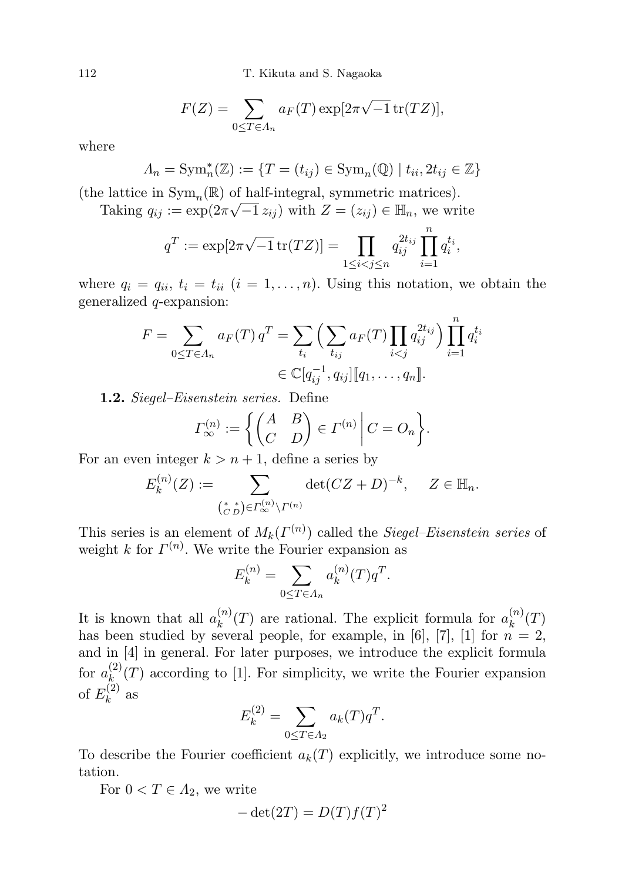$$F(Z) = \sum_{0 \le T \in \Lambda_n} a_F(T) \exp[2\pi\sqrt{-1}\,\mathrm{tr}(TZ)],$$

where

$$\Lambda_n = \mathrm{Sym}_n^*(\mathbb{Z}) := \{T = (t_{ij}) \in \mathrm{Sym}_n(\mathbb{Q}) \mid t_{ii}, 2t_{ij} \in \mathbb{Z}\}$$

(the lattice in $\mathrm{Sym}_n(\mathbb{R})$ of half-integral, symmetric matrices).

Taking $q_{ij} := \exp(2\pi\sqrt{-1}\, z_{ij})$ with $Z = (z_{ij}) \in \mathbb{H}_n$, we write

$$q^T := \exp[2\pi\sqrt{-1}\,\mathrm{tr}(TZ)] = \prod_{1 \le i < j \le n} q_{ij}^{2t_{ij}} \prod_{i=1}^{n} q_i^{t_i},$$

where $q_i = q_{ii}$, $t_i = t_{ii}$ $(i = 1, \ldots, n)$. Using this notation, we obtain the generalized $q$-expansion:

$$F = \sum_{0 \le T \in \Lambda_n} a_F(T)\, q^T = \sum_{t_i} \Big( \sum_{t_{ij}} a_F(T) \prod_{i<j} q_{ij}^{2t_{ij}} \Big) \prod_{i=1}^{n} q_i^{t_i} \in \mathbb{C}[q_{ij}^{-1}, q_{ij}][\![q_1, \ldots, q_n]\!].$$

**1.2.** *Siegel–Eisenstein series.* Define

$$\Gamma_\infty^{(n)} := \left\{ \begin{pmatrix} A & B \\ C & D \end{pmatrix} \in \Gamma^{(n)} \,\middle|\, C = O_n \right\}.$$

For an even integer $k > n+1$, define a series by

$$E_k^{(n)}(Z) := \sum_{\left(\begin{smallmatrix} * & * \\ C & D \end{smallmatrix}\right) \in \Gamma_\infty^{(n)} \backslash \Gamma^{(n)}} \det(CZ + D)^{-k}, \qquad Z \in \mathbb{H}_n.$$

This series is an element of $M_k(\Gamma^{(n)})$ called the *Siegel–Eisenstein series* of weight $k$ for $\Gamma^{(n)}$. We write the Fourier expansion as

$$E_k^{(n)} = \sum_{0 \le T \in \Lambda_n} a_k^{(n)}(T) q^T.$$

It is known that all $a_k^{(n)}(T)$ are rational. The explicit formula for $a_k^{(n)}(T)$ has been studied by several people, for example, in [6], [7], [1] for $n = 2$, and in [4] in general. For later purposes, we introduce the explicit formula for $a_k^{(2)}(T)$ according to [1]. For simplicity, we write the Fourier expansion of $E_k^{(2)}$ as

$$E_k^{(2)} = \sum_{0 \le T \in \Lambda_2} a_k(T) q^T.$$

To describe the Fourier coefficient $a_k(T)$ explicitly, we introduce some notation.

For $0 < T \in \Lambda_2$, we write

$$-\det(2T) = D(T) f(T)^2$$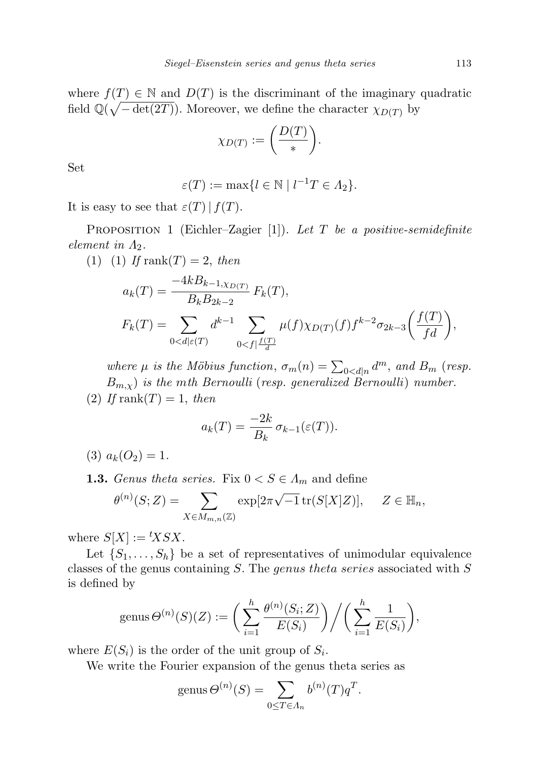where $f(T) \in \mathbb{N}$ and $D(T)$ is the discriminant of the imaginary quadratic field $\mathbb{Q}(\sqrt{-\det(2T)})$. Moreover, we define the character $\chi_{D(T)}$ by

$$\chi_{D(T)} := \left(\frac{D(T)}{*}\right).$$

Set

$$\varepsilon(T) := \max\{l \in \mathbb{N} \mid l^{-1}T \in \Lambda_2\}.$$

It is easy to see that $\varepsilon(T) \mid f(T)$.

Proposition 1 (Eichler–Zagier [1]). *Let $T$ be a positive-semidefinite element in $\Lambda_2$.*

(1) (1) *If* $\operatorname{rank}(T) = 2$, *then*

$$a_k(T) = \frac{-4kB_{k-1,\chi_{D(T)}}}{B_k B_{2k-2}} F_k(T),$$

$$F_k(T) = \sum_{0<d|\varepsilon(T)} d^{k-1} \sum_{0<f|\frac{f(T)}{d}} \mu(f)\chi_{D(T)}(f) f^{k-2} \sigma_{2k-3}\left(\frac{f(T)}{fd}\right),$$

*where $\mu$ is the Möbius function, $\sigma_m(n) = \sum_{0<d|n} d^m$, and $B_m$ (resp. $B_{m,\chi}$) is the $m$th Bernoulli (resp. generalized Bernoulli) number.*

(2) *If* $\operatorname{rank}(T) = 1$, *then*

$$a_k(T) = \frac{-2k}{B_k} \sigma_{k-1}(\varepsilon(T)).$$

(3) $a_k(O_2) = 1$.

**1.3.** *Genus theta series.* Fix $0 < S \in \Lambda_m$ and define

$$\theta^{(n)}(S; Z) = \sum_{X \in M_{m,n}(\mathbb{Z})} \exp[2\pi\sqrt{-1}\operatorname{tr}(S[X]Z)], \qquad Z \in \mathbb{H}_n,$$

where $S[X] := {}^tXSX$.

Let $\{S_1, \dots, S_h\}$ be a set of representatives of unimodular equivalence classes of the genus containing $S$. The *genus theta series* associated with $S$ is defined by

$$\operatorname{genus}\Theta^{(n)}(S)(Z) := \left(\sum_{i=1}^{h} \frac{\theta^{(n)}(S_i; Z)}{E(S_i)}\right) \Big/ \left(\sum_{i=1}^{h} \frac{1}{E(S_i)}\right),$$

where $E(S_i)$ is the order of the unit group of $S_i$.

We write the Fourier expansion of the genus theta series as

$$\operatorname{genus}\Theta^{(n)}(S) = \sum_{0 \le T \in \Lambda_n} b^{(n)}(T) q^T.$$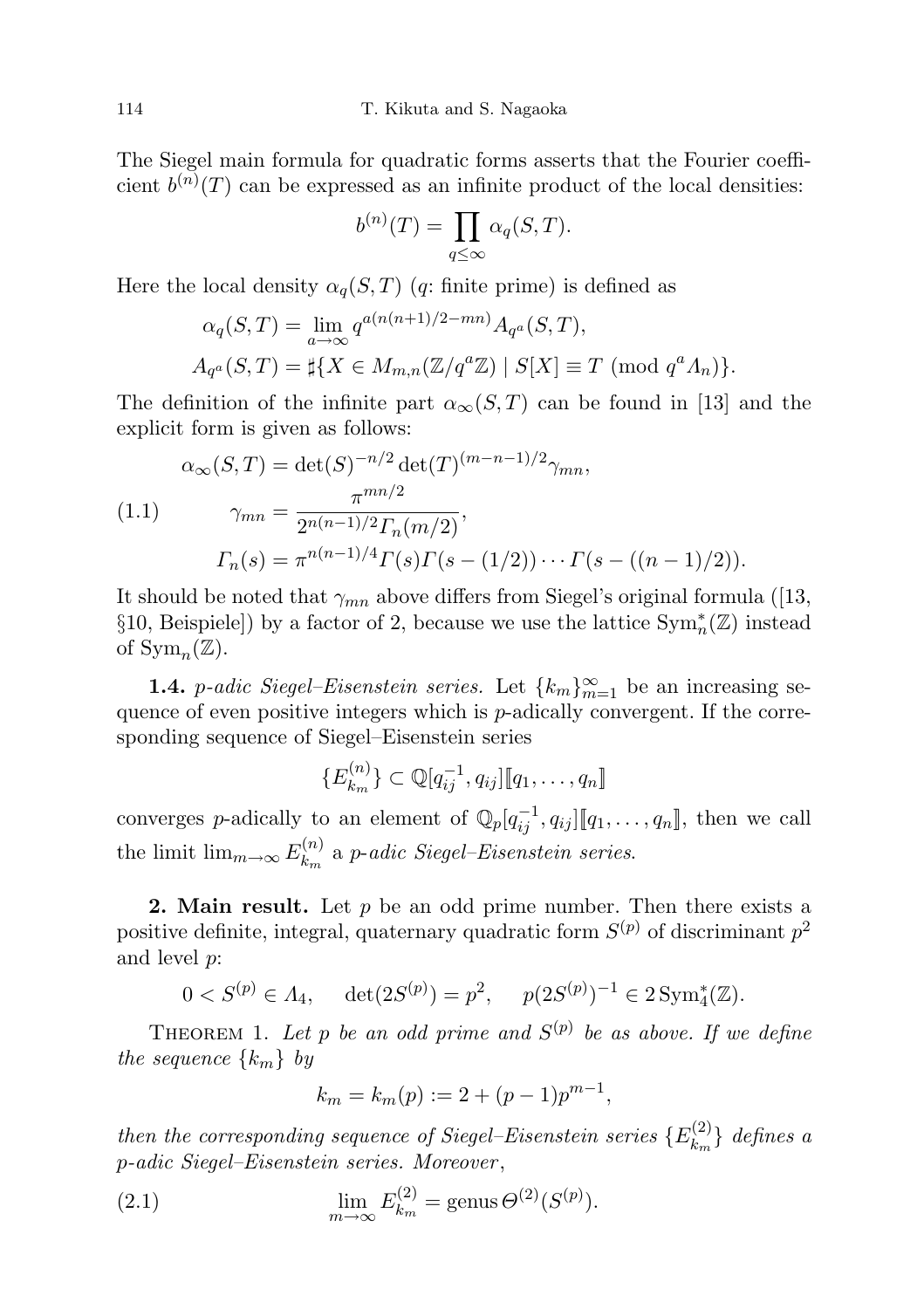The Siegel main formula for quadratic forms asserts that the Fourier coefficient $b^{(n)}(T)$ can be expressed as an infinite product of the local densities:

$$b^{(n)}(T) = \prod_{q \le \infty} \alpha_q(S,T).$$

Here the local density $\alpha_q(S,T)$ ($q$: finite prime) is defined as

$$\alpha_q(S,T) = \lim_{a\to\infty} q^{a(n(n+1)/2-mn)} A_{q^a}(S,T),$$
$$A_{q^a}(S,T) = \sharp\{X \in M_{m,n}(\mathbb{Z}/q^a\mathbb{Z}) \mid S[X] \equiv T \pmod{q^a \Lambda_n}\}.$$

The definition of the infinite part $\alpha_\infty(S,T)$ can be found in [13] and the explicit form is given as follows:

$$\alpha_\infty(S,T) = \det(S)^{-n/2}\det(T)^{(m-n-1)/2}\gamma_{mn},$$
$$\gamma_{mn} = \frac{\pi^{mn/2}}{2^{n(n-1)/2}\Gamma_n(m/2)}, \tag{1.1}$$
$$\Gamma_n(s) = \pi^{n(n-1)/4}\Gamma(s)\Gamma(s-(1/2))\cdots\Gamma(s-((n-1)/2)).$$

It should be noted that $\gamma_{mn}$ above differs from Siegel's original formula ([13, §10, Beispiele]) by a factor of 2, because we use the lattice $\mathrm{Sym}_n^*(\mathbb{Z})$ instead of $\mathrm{Sym}_n(\mathbb{Z})$.

**1.4.** *p-adic Siegel–Eisenstein series.* Let $\{k_m\}_{m=1}^\infty$ be an increasing sequence of even positive integers which is $p$-adically convergent. If the corresponding sequence of Siegel–Eisenstein series

$$\{E_{k_m}^{(n)}\} \subset \mathbb{Q}[q_{ij}^{-1}, q_{ij}][\![q_1,\ldots,q_n]\!]$$

converges $p$-adically to an element of $\mathbb{Q}_p[q_{ij}^{-1}, q_{ij}][\![q_1,\ldots,q_n]\!]$, then we call the limit $\lim_{m\to\infty} E_{k_m}^{(n)}$ a *p-adic Siegel–Eisenstein series*.

**2. Main result.** Let $p$ be an odd prime number. Then there exists a positive definite, integral, quaternary quadratic form $S^{(p)}$ of discriminant $p^2$ and level $p$:

$$0 < S^{(p)} \in \Lambda_4, \quad \det(2S^{(p)}) = p^2, \quad p(2S^{(p)})^{-1} \in 2\,\mathrm{Sym}_4^*(\mathbb{Z}).$$

Theorem 1. *Let $p$ be an odd prime and $S^{(p)}$ be as above. If we define the sequence $\{k_m\}$ by*

$$k_m = k_m(p) := 2 + (p-1)p^{m-1},$$

*then the corresponding sequence of Siegel–Eisenstein series $\{E_{k_m}^{(2)}\}$ defines a $p$-adic Siegel–Eisenstein series. Moreover,*

$$\lim_{m\to\infty} E_{k_m}^{(2)} = \mathrm{genus}\,\Theta^{(2)}(S^{(p)}). \tag{2.1}$$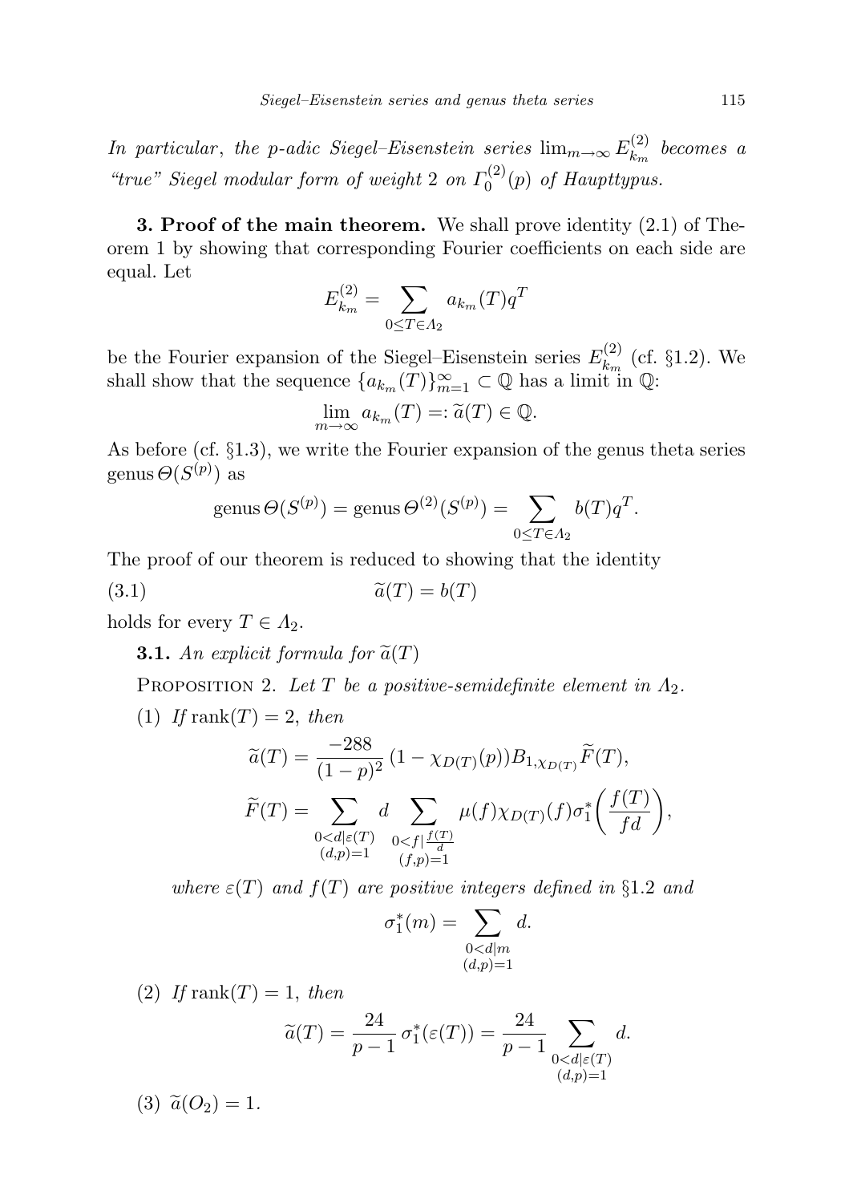*In particular, the p-adic Siegel–Eisenstein series* $\lim_{m\to\infty} E^{(2)}_{k_m}$ *becomes a "true" Siegel modular form of weight* 2 *on* $\Gamma^{(2)}_0(p)$ *of Haupttypus.*

**3. Proof of the main theorem.** We shall prove identity (2.1) of Theorem 1 by showing that corresponding Fourier coefficients on each side are equal. Let

$$E^{(2)}_{k_m} = \sum_{0\le T\in\Lambda_2} a_{k_m}(T)q^T$$

be the Fourier expansion of the Siegel–Eisenstein series $E^{(2)}_{k_m}$ (cf. §1.2). We shall show that the sequence $\{a_{k_m}(T)\}_{m=1}^{\infty} \subset \mathbb{Q}$ has a limit in $\mathbb{Q}$:

$$\lim_{m\to\infty} a_{k_m}(T) =: \widetilde{a}(T) \in \mathbb{Q}.$$

As before (cf. §1.3), we write the Fourier expansion of the genus theta series $\operatorname{genus}\Theta(S^{(p)})$ as

$$\operatorname{genus}\Theta(S^{(p)}) = \operatorname{genus}\Theta^{(2)}(S^{(p)}) = \sum_{0\le T\in\Lambda_2} b(T)q^T.$$

The proof of our theorem is reduced to showing that the identity

$$\widetilde{a}(T) = b(T) \tag{3.1}$$

holds for every $T\in\Lambda_2$.

**3.1.** *An explicit formula for* $\widetilde{a}(T)$

Proposition 2. *Let $T$ be a positive-semidefinite element in $\Lambda_2$.*

(1) *If* $\operatorname{rank}(T) = 2$, *then*

$$\widetilde{a}(T) = \frac{-288}{(1-p)^2}\,(1-\chi_{D(T)}(p))B_{1,\chi_{D(T)}}\widetilde{F}(T),$$

$$\widetilde{F}(T) = \sum_{\substack{0<d\mid\varepsilon(T)\\(d,p)=1}} d \sum_{\substack{0<f\mid\frac{f(T)}{d}\\(f,p)=1}} \mu(f)\chi_{D(T)}(f)\sigma^*_1\biggl(\frac{f(T)}{fd}\biggr),$$

*where $\varepsilon(T)$ and $f(T)$ are positive integers defined in* §1.2 *and*

$$\sigma^*_1(m) = \sum_{\substack{0<d\mid m\\(d,p)=1}} d.$$

(2) *If* $\operatorname{rank}(T) = 1$, *then*

$$\widetilde{a}(T) = \frac{24}{p-1}\,\sigma^*_1(\varepsilon(T)) = \frac{24}{p-1}\sum_{\substack{0<d\mid\varepsilon(T)\\(d,p)=1}} d.$$

(3) $\widetilde{a}(O_2) = 1$.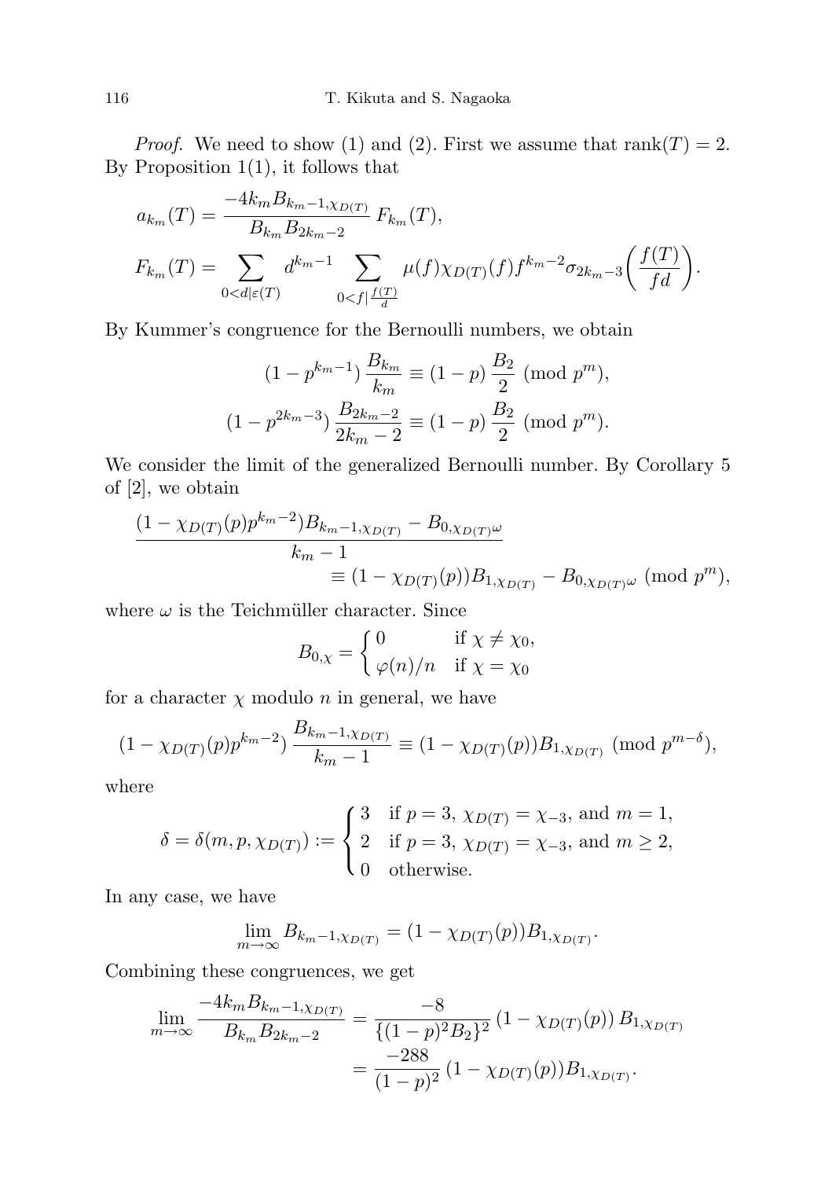*Proof.* We need to show (1) and (2). First we assume that $\mathrm{rank}(T) = 2$. By Proposition 1(1), it follows that

$$
\begin{aligned}
a_{k_m}(T) &= \frac{-4k_m B_{k_m-1,\chi_{D(T)}}}{B_{k_m} B_{2k_m-2}}\, F_{k_m}(T), \\
F_{k_m}(T) &= \sum_{0<d|\varepsilon(T)} d^{k_m-1} \sum_{0<f|\frac{f(T)}{d}} \mu(f)\chi_{D(T)}(f) f^{k_m-2} \sigma_{2k_m-3}\!\left(\frac{f(T)}{fd}\right).
\end{aligned}
$$

By Kummer's congruence for the Bernoulli numbers, we obtain

$$
\begin{aligned}
(1-p^{k_m-1})\,\frac{B_{k_m}}{k_m} &\equiv (1-p)\,\frac{B_2}{2} \pmod{p^m}, \\
(1-p^{2k_m-3})\,\frac{B_{2k_m-2}}{2k_m-2} &\equiv (1-p)\,\frac{B_2}{2} \pmod{p^m}.
\end{aligned}
$$

We consider the limit of the generalized Bernoulli number. By Corollary 5 of [2], we obtain

$$
\begin{aligned}
&\frac{(1-\chi_{D(T)}(p)p^{k_m-2})B_{k_m-1,\chi_{D(T)}} - B_{0,\chi_{D(T)}\omega}}{k_m-1} \\
&\qquad\qquad \equiv (1-\chi_{D(T)}(p))B_{1,\chi_{D(T)}} - B_{0,\chi_{D(T)}\omega} \pmod{p^m},
\end{aligned}
$$

where $\omega$ is the Teichmüller character. Since

$$
B_{0,\chi} = \begin{cases} 0 & \text{if } \chi \neq \chi_0, \\ \varphi(n)/n & \text{if } \chi = \chi_0 \end{cases}
$$

for a character $\chi$ modulo $n$ in general, we have

$$
(1-\chi_{D(T)}(p)p^{k_m-2})\,\frac{B_{k_m-1,\chi_{D(T)}}}{k_m-1} \equiv (1-\chi_{D(T)}(p))B_{1,\chi_{D(T)}} \pmod{p^{m-\delta}},
$$

where

$$
\delta = \delta(m,p,\chi_{D(T)}) := \begin{cases} 3 & \text{if } p=3,\ \chi_{D(T)} = \chi_{-3}, \text{ and } m = 1, \\ 2 & \text{if } p=3,\ \chi_{D(T)} = \chi_{-3}, \text{ and } m \geq 2, \\ 0 & \text{otherwise.} \end{cases}
$$

In any case, we have

$$
\lim_{m\to\infty} B_{k_m-1,\chi_{D(T)}} = (1-\chi_{D(T)}(p))B_{1,\chi_{D(T)}}.
$$

Combining these congruences, we get

$$
\begin{aligned}
\lim_{m\to\infty} \frac{-4k_m B_{k_m-1,\chi_{D(T)}}}{B_{k_m}B_{2k_m-2}} &= \frac{-8}{\{(1-p)^2 B_2\}^2}\,(1-\chi_{D(T)}(p))\,B_{1,\chi_{D(T)}} \\
&= \frac{-288}{(1-p)^2}\,(1-\chi_{D(T)}(p))B_{1,\chi_{D(T)}}.
\end{aligned}
$$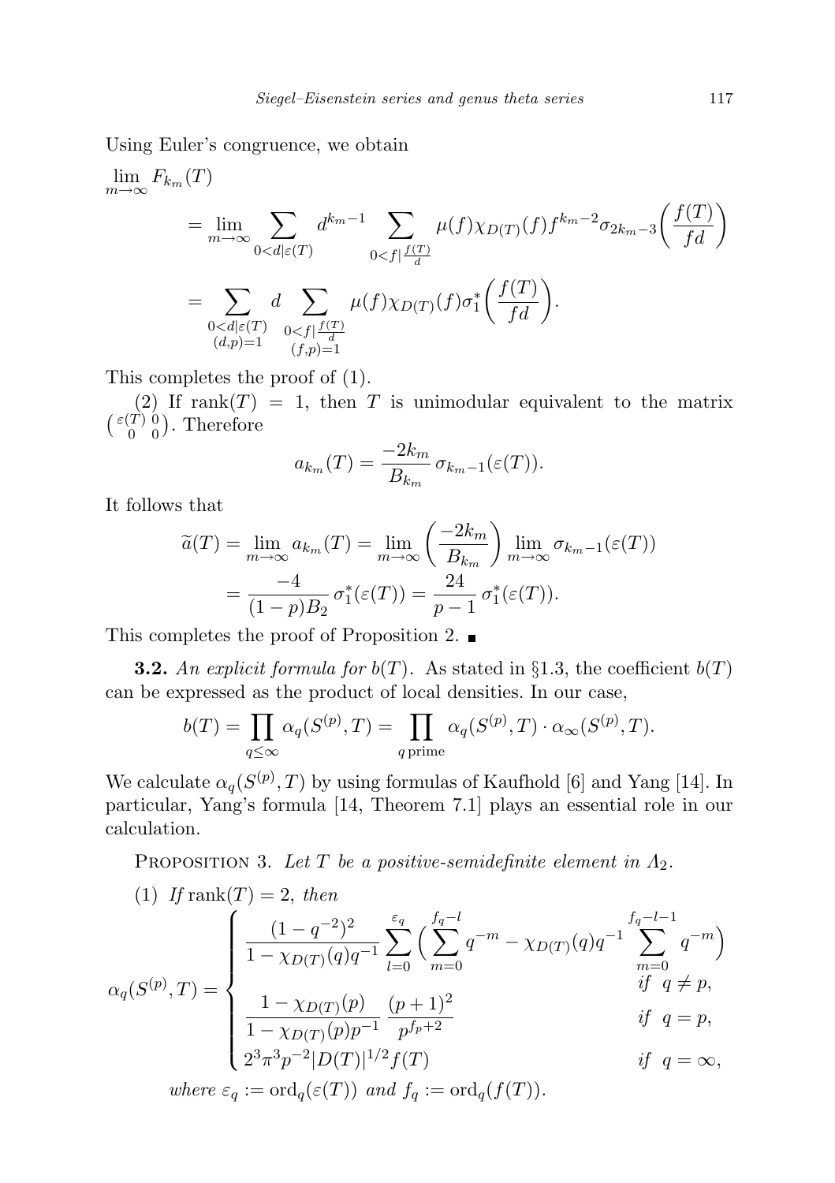Using Euler's congruence, we obtain

$$
\begin{aligned}
\lim_{m\to\infty} F_{k_m}(T)
&= \lim_{m\to\infty} \sum_{0<d\mid\varepsilon(T)} d^{k_m-1} \sum_{0<f\mid\frac{f(T)}{d}} \mu(f)\chi_{D(T)}(f) f^{k_m-2}\sigma_{2k_m-3}\bigg(\frac{f(T)}{fd}\bigg)\\
&= \sum_{\substack{0<d\mid\varepsilon(T)\\ (d,p)=1}} d \sum_{\substack{0<f\mid\frac{f(T)}{d}\\ (f,p)=1}} \mu(f)\chi_{D(T)}(f)\sigma_1^*\bigg(\frac{f(T)}{fd}\bigg).
\end{aligned}
$$

This completes the proof of (1).

(2) If $\operatorname{rank}(T)=1$, then $T$ is unimodular equivalent to the matrix $\left(\begin{smallmatrix}\varepsilon(T) & 0\\ 0 & 0\end{smallmatrix}\right)$. Therefore

$$
a_{k_m}(T) = \frac{-2k_m}{B_{k_m}}\,\sigma_{k_m-1}(\varepsilon(T)).
$$

It follows that

$$
\begin{aligned}
\widetilde{a}(T) = \lim_{m\to\infty} a_{k_m}(T) &= \lim_{m\to\infty}\bigg(\frac{-2k_m}{B_{k_m}}\bigg)\lim_{m\to\infty}\sigma_{k_m-1}(\varepsilon(T))\\
&= \frac{-4}{(1-p)B_2}\,\sigma_1^*(\varepsilon(T)) = \frac{24}{p-1}\,\sigma_1^*(\varepsilon(T)).
\end{aligned}
$$

This completes the proof of Proposition 2. ∎

**3.2.** *An explicit formula for $b(T)$.* As stated in §1.3, the coefficient $b(T)$ can be expressed as the product of local densities. In our case,

$$
b(T) = \prod_{q\le\infty} \alpha_q(S^{(p)},T) = \prod_{q\,\text{prime}} \alpha_q(S^{(p)},T)\cdot \alpha_\infty(S^{(p)},T).
$$

We calculate $\alpha_q(S^{(p)},T)$ by using formulas of Kaufhold [6] and Yang [14]. In particular, Yang's formula [14, Theorem 7.1] plays an essential role in our calculation.

PROPOSITION 3. *Let $T$ be a positive-semidefinite element in $\Lambda_2$.*

(1) *If $\operatorname{rank}(T)=2$, then*

$$
\alpha_q(S^{(p)},T) =
\begin{cases}
\dfrac{(1-q^{-2})^2}{1-\chi_{D(T)}(q)q^{-1}} \displaystyle\sum_{l=0}^{\varepsilon_q}\Big(\sum_{m=0}^{f_q-l} q^{-m} - \chi_{D(T)}(q)q^{-1}\sum_{m=0}^{f_q-l-1} q^{-m}\Big) & \text{if } q\neq p,\\[2ex]
\dfrac{1-\chi_{D(T)}(p)}{1-\chi_{D(T)}(p)p^{-1}}\,\dfrac{(p+1)^2}{p^{f_p+2}} & \text{if } q=p,\\[2ex]
2^3\pi^3 p^{-2}|D(T)|^{1/2} f(T) & \text{if } q=\infty,
\end{cases}
$$

*where $\varepsilon_q := \operatorname{ord}_q(\varepsilon(T))$ and $f_q := \operatorname{ord}_q(f(T))$.*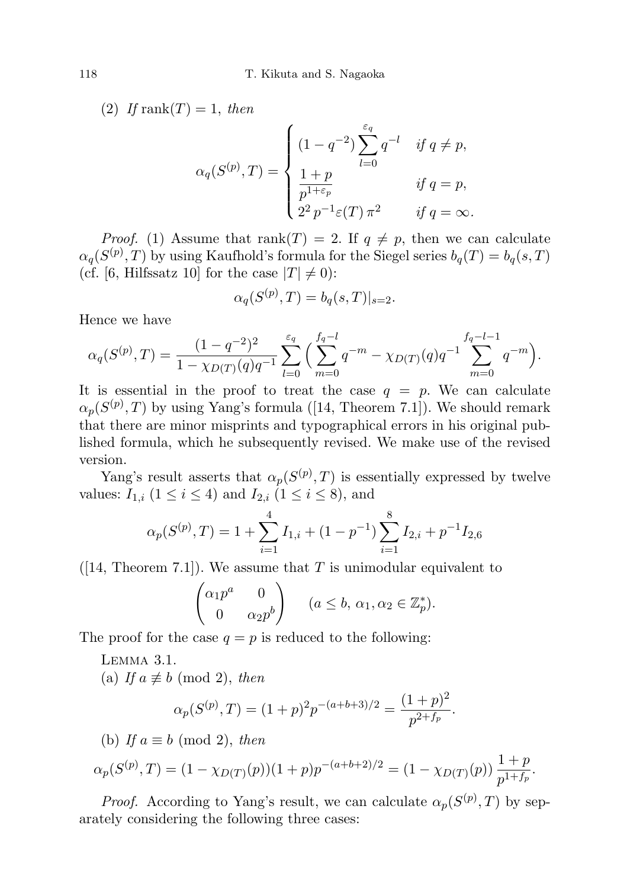(2) *If* $\mathrm{rank}(T)=1$, *then*

$$\alpha_q(S^{(p)},T)=\begin{cases}(1-q^{-2})\displaystyle\sum_{l=0}^{\varepsilon_q}q^{-l} & \text{if } q\neq p,\\ \dfrac{1+p}{p^{1+\varepsilon_p}} & \text{if } q=p,\\ 2^2\,p^{-1}\varepsilon(T)\,\pi^2 & \text{if } q=\infty.\end{cases}$$

*Proof.* (1) Assume that $\mathrm{rank}(T)=2$. If $q\neq p$, then we can calculate $\alpha_q(S^{(p)},T)$ by using Kaufhold's formula for the Siegel series $b_q(T)=b_q(s,T)$ (cf. [6, Hilfssatz 10] for the case $|T|\neq 0$):

$$\alpha_q(S^{(p)},T)=b_q(s,T)|_{s=2}.$$

Hence we have

$$\alpha_q(S^{(p)},T)=\frac{(1-q^{-2})^2}{1-\chi_{D(T)}(q)q^{-1}}\sum_{l=0}^{\varepsilon_q}\Big(\sum_{m=0}^{f_q-l}q^{-m}-\chi_{D(T)}(q)q^{-1}\sum_{m=0}^{f_q-l-1}q^{-m}\Big).$$

It is essential in the proof to treat the case $q=p$. We can calculate $\alpha_p(S^{(p)},T)$ by using Yang's formula ([14, Theorem 7.1]). We should remark that there are minor misprints and typographical errors in his original published formula, which he subsequently revised. We make use of the revised version.

Yang's result asserts that $\alpha_p(S^{(p)},T)$ is essentially expressed by twelve values: $I_{1,i}$ $(1\leq i\leq 4)$ and $I_{2,i}$ $(1\leq i\leq 8)$, and

$$\alpha_p(S^{(p)},T)=1+\sum_{i=1}^{4}I_{1,i}+(1-p^{-1})\sum_{i=1}^{8}I_{2,i}+p^{-1}I_{2,6}$$

([14, Theorem 7.1]). We assume that $T$ is unimodular equivalent to

$$\begin{pmatrix}\alpha_1p^a & 0\\ 0 & \alpha_2p^b\end{pmatrix}\qquad (a\leq b,\ \alpha_1,\alpha_2\in\mathbb{Z}_p^*).$$

The proof for the case $q=p$ is reduced to the following:

Lemma 3.1.

(a) *If* $a\not\equiv b \pmod 2$, *then*

$$\alpha_p(S^{(p)},T)=(1+p)^2p^{-(a+b+3)/2}=\frac{(1+p)^2}{p^{2+f_p}}.$$

(b) *If* $a\equiv b \pmod 2$, *then*

$$\alpha_p(S^{(p)},T)=(1-\chi_{D(T)}(p))(1+p)p^{-(a+b+2)/2}=(1-\chi_{D(T)}(p))\,\frac{1+p}{p^{1+f_p}}.$$

*Proof.* According to Yang's result, we can calculate $\alpha_p(S^{(p)},T)$ by separately considering the following three cases: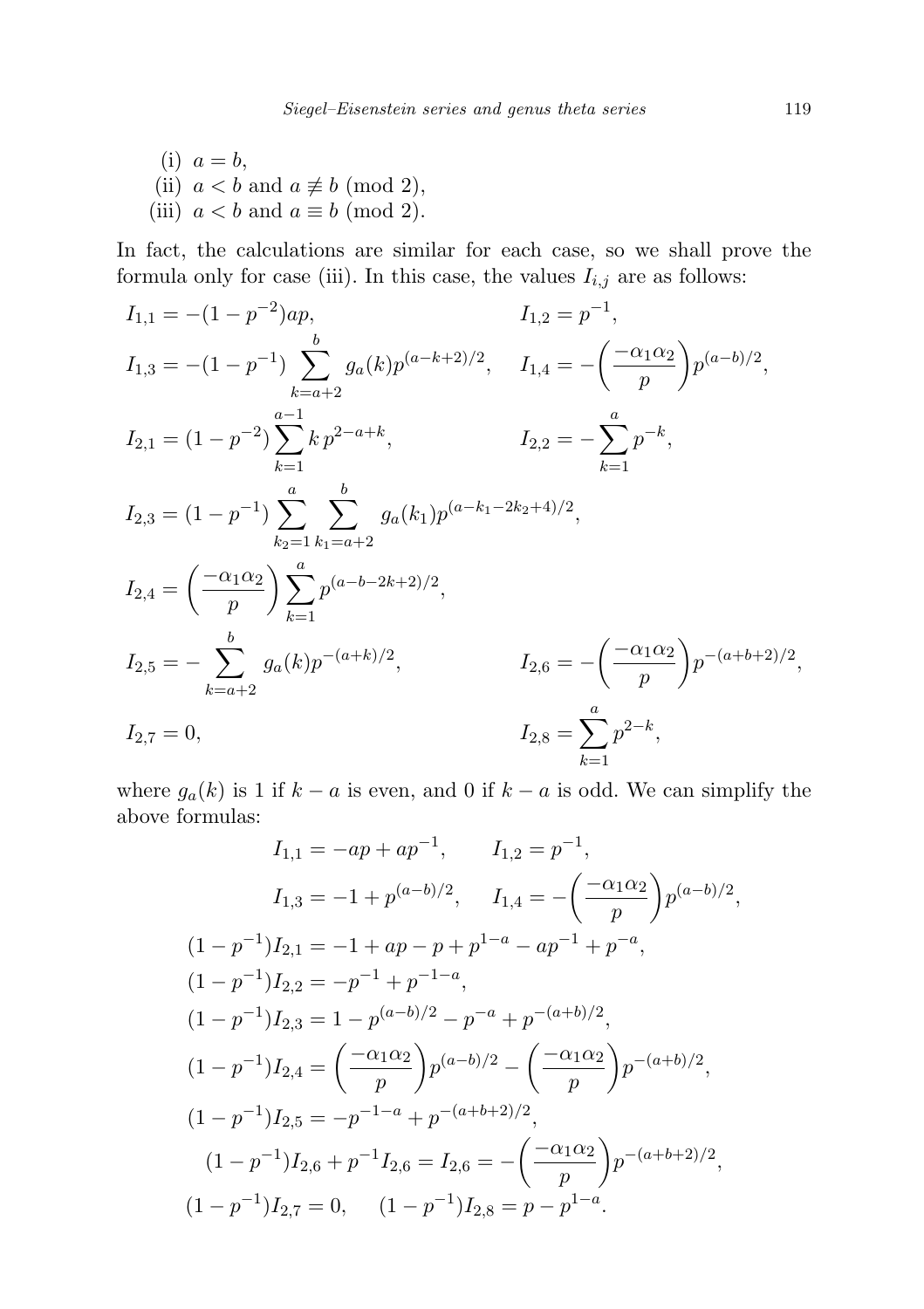(i) $a = b$,

(ii) $a < b$ and $a \not\equiv b \pmod 2$,

(iii) $a < b$ and $a \equiv b \pmod 2$.

In fact, the calculations are similar for each case, so we shall prove the formula only for case (iii). In this case, the values $I_{i,j}$ are as follows:

$$I_{1,1} = -(1-p^{-2})ap, \qquad I_{1,2} = p^{-1},$$

$$I_{1,3} = -(1-p^{-1})\sum_{k=a+2}^{b} g_a(k)p^{(a-k+2)/2}, \quad I_{1,4} = -\left(\frac{-\alpha_1\alpha_2}{p}\right)p^{(a-b)/2},$$

$$I_{2,1} = (1-p^{-2})\sum_{k=1}^{a-1} k\, p^{2-a+k}, \qquad I_{2,2} = -\sum_{k=1}^{a} p^{-k},$$

$$I_{2,3} = (1-p^{-1})\sum_{k_2=1}^{a}\sum_{k_1=a+2}^{b} g_a(k_1)p^{(a-k_1-2k_2+4)/2},$$

$$I_{2,4} = \left(\frac{-\alpha_1\alpha_2}{p}\right)\sum_{k=1}^{a} p^{(a-b-2k+2)/2},$$

$$I_{2,5} = -\sum_{k=a+2}^{b} g_a(k)p^{-(a+k)/2}, \qquad I_{2,6} = -\left(\frac{-\alpha_1\alpha_2}{p}\right)p^{-(a+b+2)/2},$$

$$I_{2,7} = 0, \qquad I_{2,8} = \sum_{k=1}^{a} p^{2-k},$$

where $g_a(k)$ is 1 if $k-a$ is even, and 0 if $k-a$ is odd. We can simplify the above formulas:

$$I_{1,1} = -ap + ap^{-1}, \qquad I_{1,2} = p^{-1},$$

$$I_{1,3} = -1 + p^{(a-b)/2}, \qquad I_{1,4} = -\left(\frac{-\alpha_1\alpha_2}{p}\right)p^{(a-b)/2},$$

$$(1-p^{-1})I_{2,1} = -1 + ap - p + p^{1-a} - ap^{-1} + p^{-a},$$

$$(1-p^{-1})I_{2,2} = -p^{-1} + p^{-1-a},$$

$$(1-p^{-1})I_{2,3} = 1 - p^{(a-b)/2} - p^{-a} + p^{-(a+b)/2},$$

$$(1-p^{-1})I_{2,4} = \left(\frac{-\alpha_1\alpha_2}{p}\right)p^{(a-b)/2} - \left(\frac{-\alpha_1\alpha_2}{p}\right)p^{-(a+b)/2},$$

$$(1-p^{-1})I_{2,5} = -p^{-1-a} + p^{-(a+b+2)/2},$$

$$(1-p^{-1})I_{2,6} + p^{-1}I_{2,6} = I_{2,6} = -\left(\frac{-\alpha_1\alpha_2}{p}\right)p^{-(a+b+2)/2},$$

$$(1-p^{-1})I_{2,7} = 0, \qquad (1-p^{-1})I_{2,8} = p - p^{1-a}.$$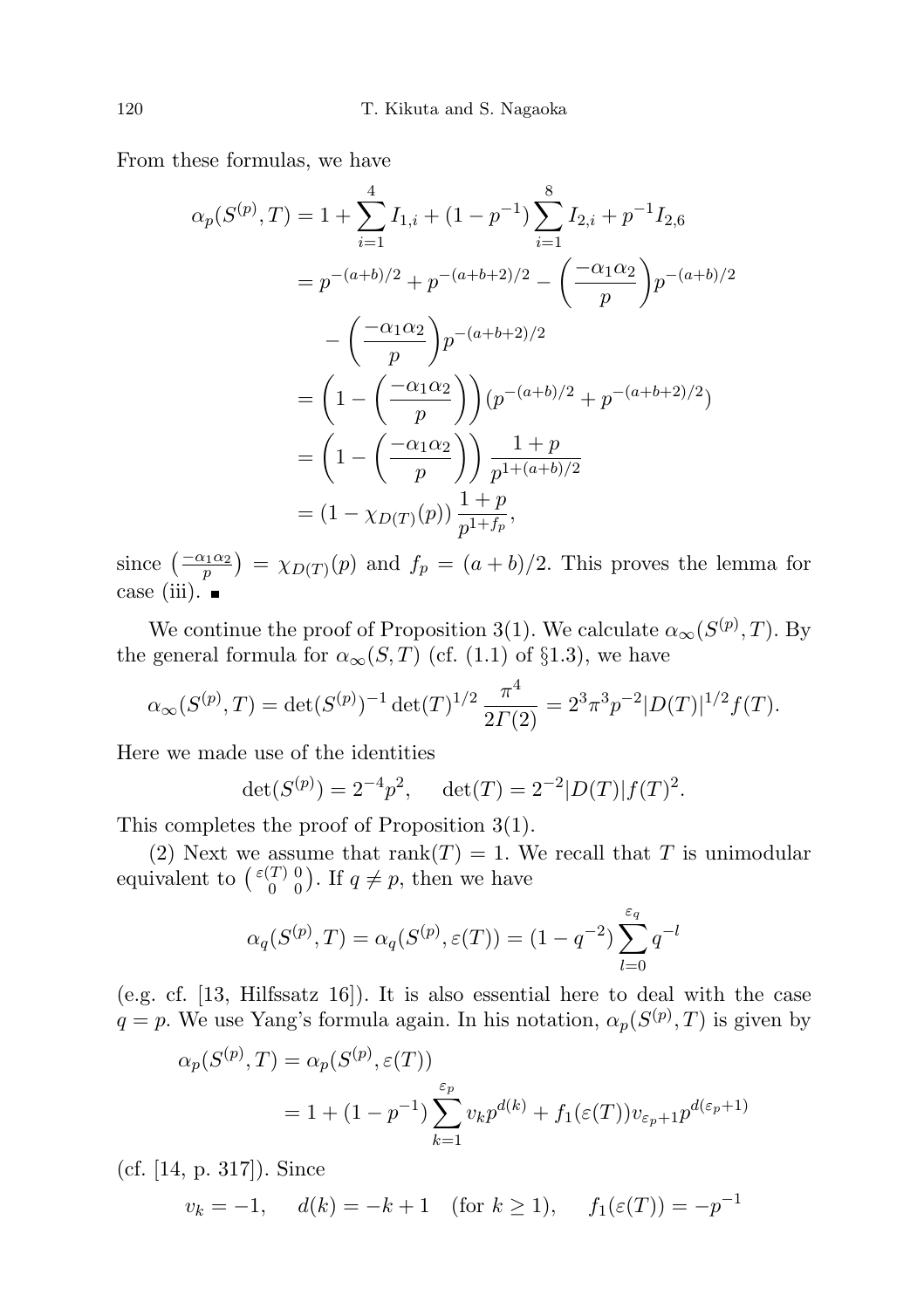From these formulas, we have

$$
\begin{aligned}
\alpha_p(S^{(p)},T) &= 1+\sum_{i=1}^{4} I_{1,i} + (1-p^{-1})\sum_{i=1}^{8} I_{2,i} + p^{-1} I_{2,6} \\
&= p^{-(a+b)/2} + p^{-(a+b+2)/2} - \left(\frac{-\alpha_1\alpha_2}{p}\right) p^{-(a+b)/2} \\
&\quad - \left(\frac{-\alpha_1\alpha_2}{p}\right) p^{-(a+b+2)/2} \\
&= \left(1-\left(\frac{-\alpha_1\alpha_2}{p}\right)\right)(p^{-(a+b)/2} + p^{-(a+b+2)/2}) \\
&= \left(1-\left(\frac{-\alpha_1\alpha_2}{p}\right)\right)\frac{1+p}{p^{1+(a+b)/2}} \\
&= (1-\chi_{D(T)}(p))\,\frac{1+p}{p^{1+f_p}},
\end{aligned}
$$

since $\left(\frac{-\alpha_1\alpha_2}{p}\right) = \chi_{D(T)}(p)$ and $f_p = (a+b)/2$. This proves the lemma for case (iii). ∎

We continue the proof of Proposition 3(1). We calculate $\alpha_\infty(S^{(p)},T)$. By the general formula for $\alpha_\infty(S,T)$ (cf. (1.1) of §1.3), we have

$$
\alpha_\infty(S^{(p)},T) = \det(S^{(p)})^{-1}\det(T)^{1/2}\,\frac{\pi^4}{2\Gamma(2)} = 2^3\pi^3 p^{-2}|D(T)|^{1/2} f(T).
$$

Here we made use of the identities

$$
\det(S^{(p)}) = 2^{-4}p^2, \qquad \det(T) = 2^{-2}|D(T)|f(T)^2.
$$

This completes the proof of Proposition 3(1).

(2) Next we assume that $\operatorname{rank}(T)=1$. We recall that $T$ is unimodular equivalent to $\left(\begin{smallmatrix}\varepsilon(T) & 0\\ 0 & 0\end{smallmatrix}\right)$. If $q\neq p$, then we have

$$
\alpha_q(S^{(p)},T) = \alpha_q(S^{(p)},\varepsilon(T)) = (1-q^{-2})\sum_{l=0}^{\varepsilon_q} q^{-l}
$$

(e.g. cf. [13, Hilfssatz 16]). It is also essential here to deal with the case $q=p$. We use Yang's formula again. In his notation, $\alpha_p(S^{(p)},T)$ is given by

$$
\begin{aligned}
\alpha_p(S^{(p)},T) &= \alpha_p(S^{(p)},\varepsilon(T)) \\
&= 1+(1-p^{-1})\sum_{k=1}^{\varepsilon_p} v_k p^{d(k)} + f_1(\varepsilon(T))v_{\varepsilon_p+1}p^{d(\varepsilon_p+1)}
\end{aligned}
$$

(cf. [14, p. 317]). Since

$$
v_k = -1, \quad d(k) = -k+1 \quad (\text{for } k\geq 1), \quad f_1(\varepsilon(T)) = -p^{-1}
$$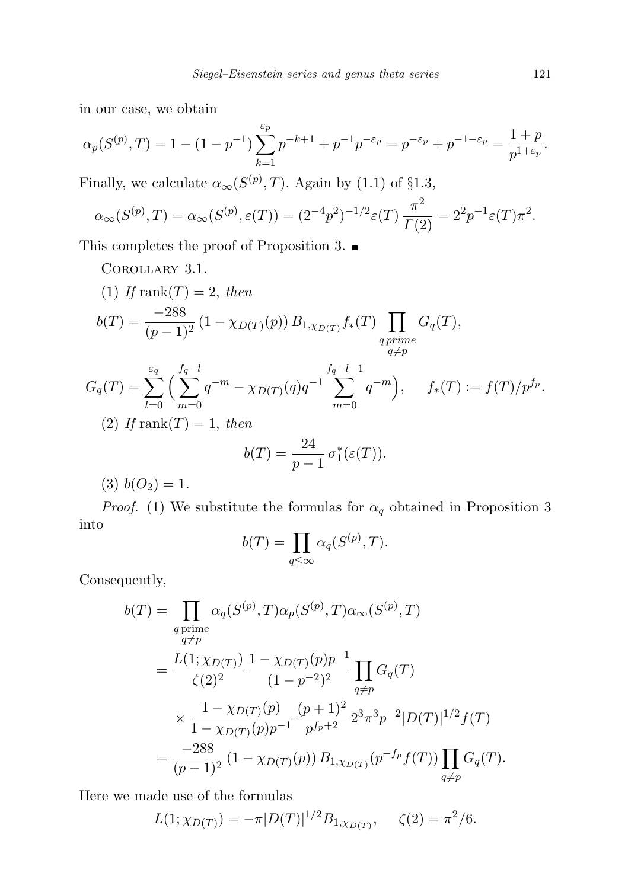in our case, we obtain

$$\alpha_p(S^{(p)}, T) = 1 - (1-p^{-1})\sum_{k=1}^{\varepsilon_p} p^{-k+1} + p^{-1}p^{-\varepsilon_p} = p^{-\varepsilon_p} + p^{-1-\varepsilon_p} = \frac{1+p}{p^{1+\varepsilon_p}}.$$

Finally, we calculate $\alpha_\infty(S^{(p)}, T)$. Again by (1.1) of §1.3,

$$\alpha_\infty(S^{(p)}, T) = \alpha_\infty(S^{(p)}, \varepsilon(T)) = (2^{-4}p^2)^{-1/2}\varepsilon(T)\,\frac{\pi^2}{\Gamma(2)} = 2^2p^{-1}\varepsilon(T)\pi^2.$$

This completes the proof of Proposition 3. ∎

Corollary 3.1.

(1) *If* $\operatorname{rank}(T) = 2$, *then*

$$b(T) = \frac{-288}{(p-1)^2}\,(1-\chi_{D(T)}(p))\,B_{1,\chi_{D(T)}}f_*(T)\prod_{\substack{q\,prime\\ q\neq p}} G_q(T),$$

$$G_q(T) = \sum_{l=0}^{\varepsilon_q}\Big(\sum_{m=0}^{f_q-l} q^{-m} - \chi_{D(T)}(q)q^{-1}\sum_{m=0}^{f_q-l-1} q^{-m}\Big), \qquad f_*(T) := f(T)/p^{f_p}.$$

(2) *If* $\operatorname{rank}(T) = 1$, *then*

$$b(T) = \frac{24}{p-1}\,\sigma_1^*(\varepsilon(T)).$$

(3) $b(O_2) = 1$.

*Proof.* (1) We substitute the formulas for $\alpha_q$ obtained in Proposition 3 into

$$b(T) = \prod_{q\leq\infty}\alpha_q(S^{(p)}, T).$$

Consequently,

$$\begin{aligned}
b(T) &= \prod_{\substack{q\,\text{prime}\\ q\neq p}}\alpha_q(S^{(p)}, T)\alpha_p(S^{(p)}, T)\alpha_\infty(S^{(p)}, T)\\
&= \frac{L(1;\chi_{D(T)})}{\zeta(2)^2}\,\frac{1-\chi_{D(T)}(p)p^{-1}}{(1-p^{-2})^2}\prod_{q\neq p}G_q(T)\\
&\quad\times\frac{1-\chi_{D(T)}(p)}{1-\chi_{D(T)}(p)p^{-1}}\,\frac{(p+1)^2}{p^{f_p+2}}\,2^3\pi^3p^{-2}|D(T)|^{1/2}f(T)\\
&= \frac{-288}{(p-1)^2}\,(1-\chi_{D(T)}(p))\,B_{1,\chi_{D(T)}}(p^{-f_p}f(T))\prod_{q\neq p}G_q(T).
\end{aligned}$$

Here we made use of the formulas

$$L(1;\chi_{D(T)}) = -\pi|D(T)|^{1/2}B_{1,\chi_{D(T)}}, \quad \zeta(2) = \pi^2/6.$$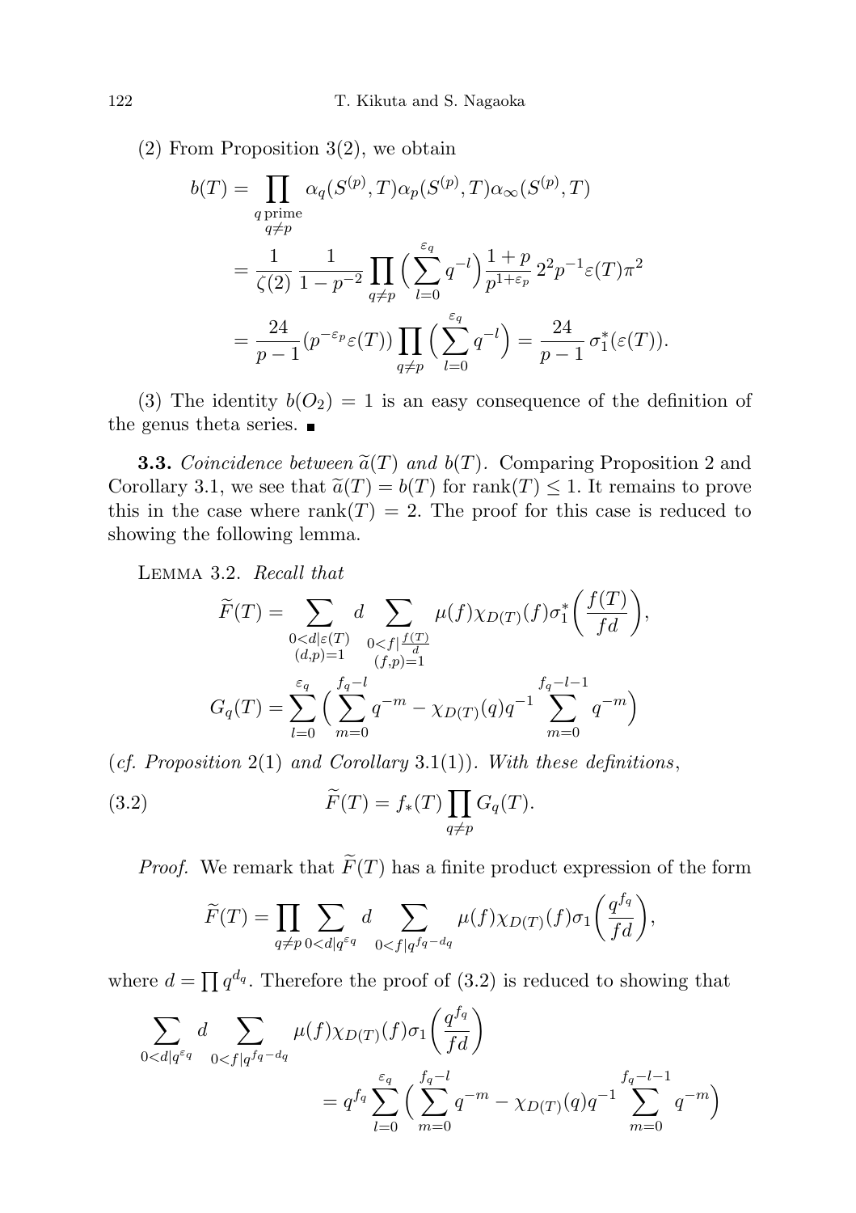(2) From Proposition 3(2), we obtain

$$
\begin{aligned}
b(T) &= \prod_{\substack{q \text{ prime} \\ q \neq p}} \alpha_q(S^{(p)}, T)\alpha_p(S^{(p)}, T)\alpha_\infty(S^{(p)}, T) \\
&= \frac{1}{\zeta(2)} \frac{1}{1-p^{-2}} \prod_{q \neq p} \Big( \sum_{l=0}^{\varepsilon_q} q^{-l} \Big) \frac{1+p}{p^{1+\varepsilon_p}} 2^2 p^{-1} \varepsilon(T) \pi^2 \\
&= \frac{24}{p-1} (p^{-\varepsilon_p} \varepsilon(T)) \prod_{q \neq p} \Big( \sum_{l=0}^{\varepsilon_q} q^{-l} \Big) = \frac{24}{p-1} \sigma_1^*(\varepsilon(T)).
\end{aligned}
$$

(3) The identity $b(O_2) = 1$ is an easy consequence of the definition of the genus theta series. ∎

**3.3.** *Coincidence between $\widetilde{a}(T)$ and $b(T)$.* Comparing Proposition 2 and Corollary 3.1, we see that $\widetilde{a}(T) = b(T)$ for $\operatorname{rank}(T) \leq 1$. It remains to prove this in the case where $\operatorname{rank}(T) = 2$. The proof for this case is reduced to showing the following lemma.

Lemma 3.2. *Recall that*

$$
\widetilde{F}(T) = \sum_{\substack{0<d \mid \varepsilon(T) \\ (d,p)=1}} d \sum_{\substack{0<f \mid \frac{f(T)}{d} \\ (f,p)=1}} \mu(f) \chi_{D(T)}(f) \sigma_1^* \Big( \frac{f(T)}{fd} \Big),
$$

$$
G_q(T) = \sum_{l=0}^{\varepsilon_q} \Big( \sum_{m=0}^{f_q - l} q^{-m} - \chi_{D(T)}(q) q^{-1} \sum_{m=0}^{f_q - l - 1} q^{-m} \Big)
$$

(*cf. Proposition* 2(1) *and Corollary* 3.1(1)). *With these definitions*,

$$
\widetilde{F}(T) = f_*(T) \prod_{q \neq p} G_q(T). \tag{3.2}
$$

*Proof.* We remark that $\widetilde{F}(T)$ has a finite product expression of the form

$$
\widetilde{F}(T) = \prod_{q \neq p} \sum_{0<d \mid q^{\varepsilon_q}} d \sum_{0<f \mid q^{f_q - d_q}} \mu(f) \chi_{D(T)}(f) \sigma_1 \Big( \frac{q^{f_q}}{fd} \Big),
$$

where $d = \prod q^{d_q}$. Therefore the proof of (3.2) is reduced to showing that

$$
\begin{aligned}
&\sum_{0<d \mid q^{\varepsilon_q}} d \sum_{0<f \mid q^{f_q - d_q}} \mu(f) \chi_{D(T)}(f) \sigma_1 \Big( \frac{q^{f_q}}{fd} \Big) \\
&\qquad = q^{f_q} \sum_{l=0}^{\varepsilon_q} \Big( \sum_{m=0}^{f_q - l} q^{-m} - \chi_{D(T)}(q) q^{-1} \sum_{m=0}^{f_q - l - 1} q^{-m} \Big)
\end{aligned}
$$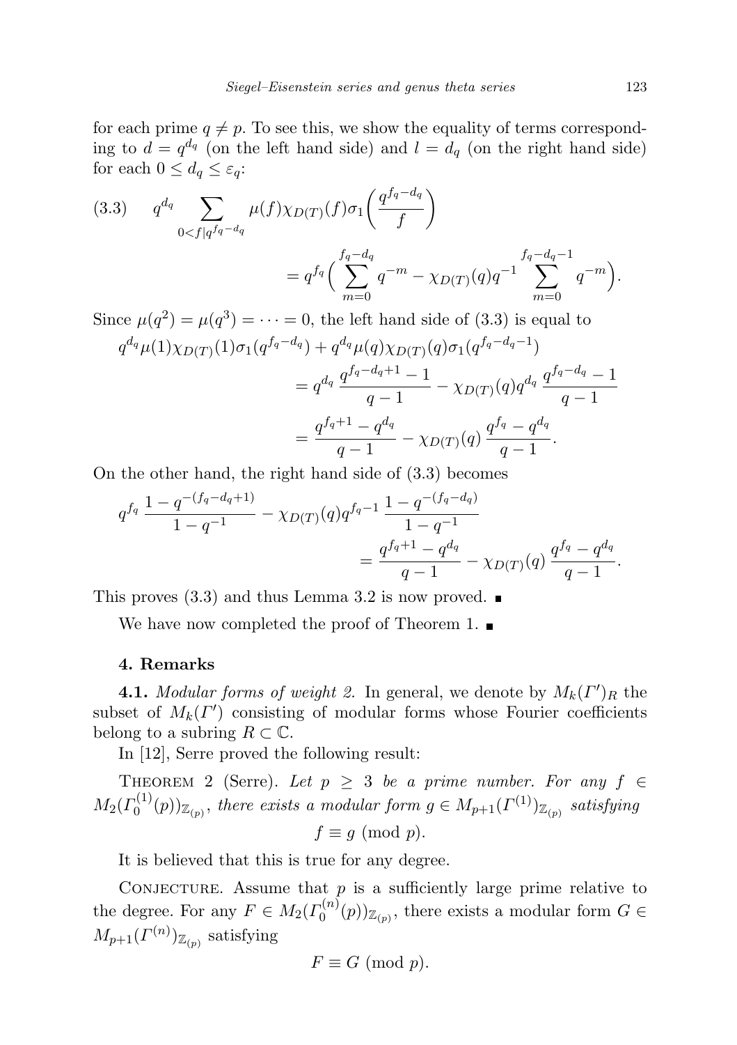for each prime $q \neq p$. To see this, we show the equality of terms corresponding to $d = q^{d_q}$ (on the left hand side) and $l = d_q$ (on the right hand side) for each $0 \leq d_q \leq \varepsilon_q$:

$$
(3.3) \qquad q^{d_q} \sum_{0<f|q^{f_q-d_q}} \mu(f)\chi_{D(T)}(f)\sigma_1\Big(\frac{q^{f_q-d_q}}{f}\Big) = q^{f_q}\Big(\sum_{m=0}^{f_q-d_q} q^{-m} - \chi_{D(T)}(q)q^{-1}\sum_{m=0}^{f_q-d_q-1} q^{-m}\Big).
$$

Since $\mu(q^2) = \mu(q^3) = \cdots = 0$, the left hand side of (3.3) is equal to

$$
\begin{aligned}
q^{d_q}\mu(1)\chi_{D(T)}(1)\sigma_1(q^{f_q-d_q}) &+ q^{d_q}\mu(q)\chi_{D(T)}(q)\sigma_1(q^{f_q-d_q-1}) \\
&= q^{d_q}\,\frac{q^{f_q-d_q+1}-1}{q-1} - \chi_{D(T)}(q)q^{d_q}\,\frac{q^{f_q-d_q}-1}{q-1} \\
&= \frac{q^{f_q+1}-q^{d_q}}{q-1} - \chi_{D(T)}(q)\,\frac{q^{f_q}-q^{d_q}}{q-1}.
\end{aligned}
$$

On the other hand, the right hand side of (3.3) becomes

$$
q^{f_q}\,\frac{1-q^{-(f_q-d_q+1)}}{1-q^{-1}} - \chi_{D(T)}(q)q^{f_q-1}\,\frac{1-q^{-(f_q-d_q)}}{1-q^{-1}} = \frac{q^{f_q+1}-q^{d_q}}{q-1} - \chi_{D(T)}(q)\,\frac{q^{f_q}-q^{d_q}}{q-1}.
$$

This proves (3.3) and thus Lemma 3.2 is now proved. ∎

We have now completed the proof of Theorem 1. ∎

## 4. Remarks

**4.1.** *Modular forms of weight 2.* In general, we denote by $M_k(\Gamma')_R$ the subset of $M_k(\Gamma')$ consisting of modular forms whose Fourier coefficients belong to a subring $R \subset \mathbb{C}$.

In [12], Serre proved the following result:

Theorem 2 (Serre). *Let $p \geq 3$ be a prime number. For any $f \in M_2(\Gamma_0^{(1)}(p))_{\mathbb{Z}_{(p)}}$, there exists a modular form $g \in M_{p+1}(\Gamma^{(1)})_{\mathbb{Z}_{(p)}}$ satisfying*

$$
f \equiv g \pmod{p}.
$$

It is believed that this is true for any degree.

Conjecture. Assume that $p$ is a sufficiently large prime relative to the degree. For any $F \in M_2(\Gamma_0^{(n)}(p))_{\mathbb{Z}_{(p)}}$, there exists a modular form $G \in M_{p+1}(\Gamma^{(n)})_{\mathbb{Z}_{(p)}}$ satisfying

$$
F \equiv G \pmod{p}.
$$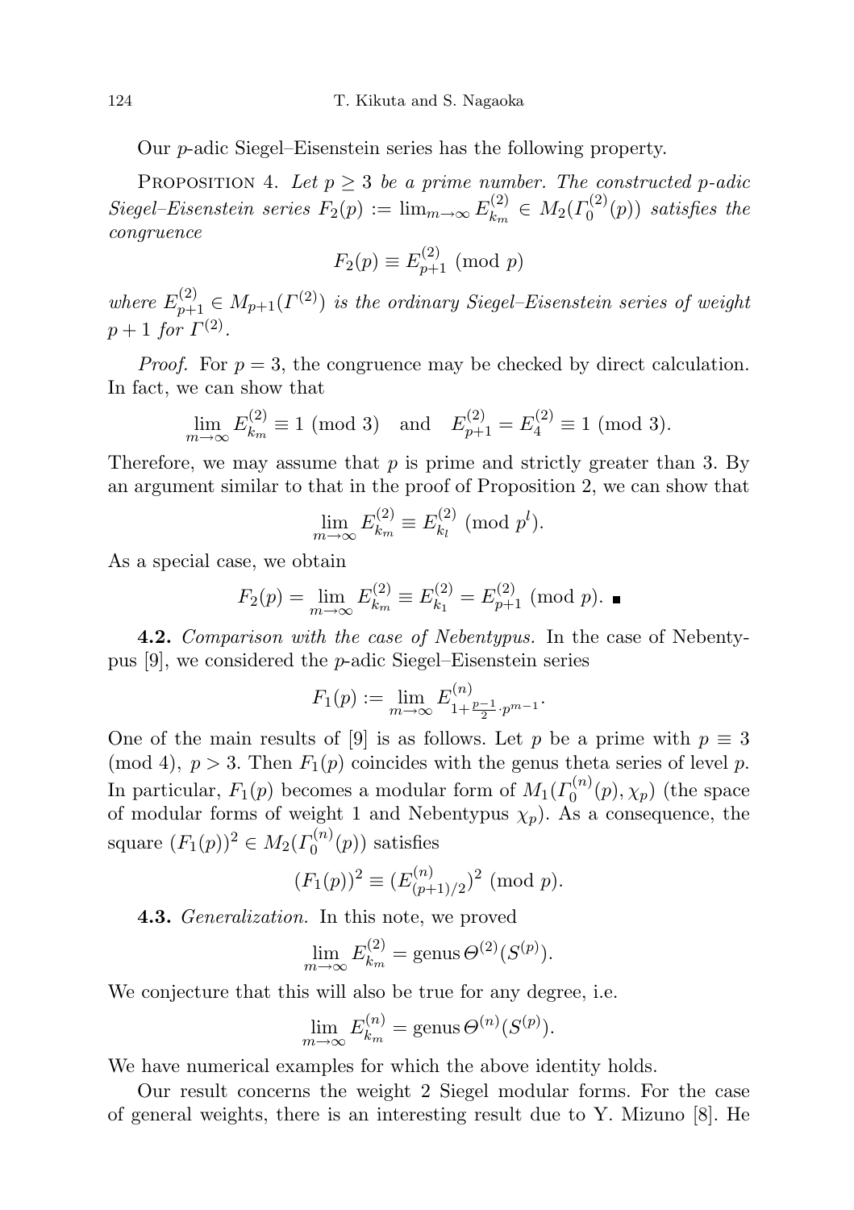Our $p$-adic Siegel–Eisenstein series has the following property.

Proposition 4. *Let $p \geq 3$ be a prime number. The constructed $p$-adic Siegel–Eisenstein series $F_2(p) := \lim_{m\to\infty} E^{(2)}_{k_m} \in M_2(\Gamma_0^{(2)}(p))$ satisfies the congruence*

$$F_2(p) \equiv E^{(2)}_{p+1} \pmod{p}$$

*where $E^{(2)}_{p+1} \in M_{p+1}(\Gamma^{(2)})$ is the ordinary Siegel–Eisenstein series of weight $p+1$ for $\Gamma^{(2)}$.*

*Proof.* For $p = 3$, the congruence may be checked by direct calculation. In fact, we can show that

$$\lim_{m\to\infty} E^{(2)}_{k_m} \equiv 1 \pmod{3} \quad \text{and} \quad E^{(2)}_{p+1} = E^{(2)}_4 \equiv 1 \pmod{3}.$$

Therefore, we may assume that $p$ is prime and strictly greater than 3. By an argument similar to that in the proof of Proposition 2, we can show that

$$\lim_{m\to\infty} E^{(2)}_{k_m} \equiv E^{(2)}_{k_l} \pmod{p^l}.$$

As a special case, we obtain

$$F_2(p) = \lim_{m\to\infty} E^{(2)}_{k_m} \equiv E^{(2)}_{k_1} = E^{(2)}_{p+1} \pmod{p}. \blacksquare$$

**4.2.** *Comparison with the case of Nebentypus.* In the case of Nebentypus [9], we considered the $p$-adic Siegel–Eisenstein series

$$F_1(p) := \lim_{m\to\infty} E^{(n)}_{1+\frac{p-1}{2}\cdot p^{m-1}}.$$

One of the main results of [9] is as follows. Let $p$ be a prime with $p \equiv 3 \pmod{4}$, $p > 3$. Then $F_1(p)$ coincides with the genus theta series of level $p$. In particular, $F_1(p)$ becomes a modular form of $M_1(\Gamma_0^{(n)}(p), \chi_p)$ (the space of modular forms of weight 1 and Nebentypus $\chi_p$). As a consequence, the square $(F_1(p))^2 \in M_2(\Gamma_0^{(n)}(p))$ satisfies

$$(F_1(p))^2 \equiv (E^{(n)}_{(p+1)/2})^2 \pmod{p}.$$

**4.3.** *Generalization.* In this note, we proved

$$\lim_{m\to\infty} E^{(2)}_{k_m} = \operatorname{genus} \Theta^{(2)}(S^{(p)}).$$

We conjecture that this will also be true for any degree, i.e.

$$\lim_{m\to\infty} E^{(n)}_{k_m} = \operatorname{genus} \Theta^{(n)}(S^{(p)}).$$

We have numerical examples for which the above identity holds.

Our result concerns the weight 2 Siegel modular forms. For the case of general weights, there is an interesting result due to Y. Mizuno [8]. He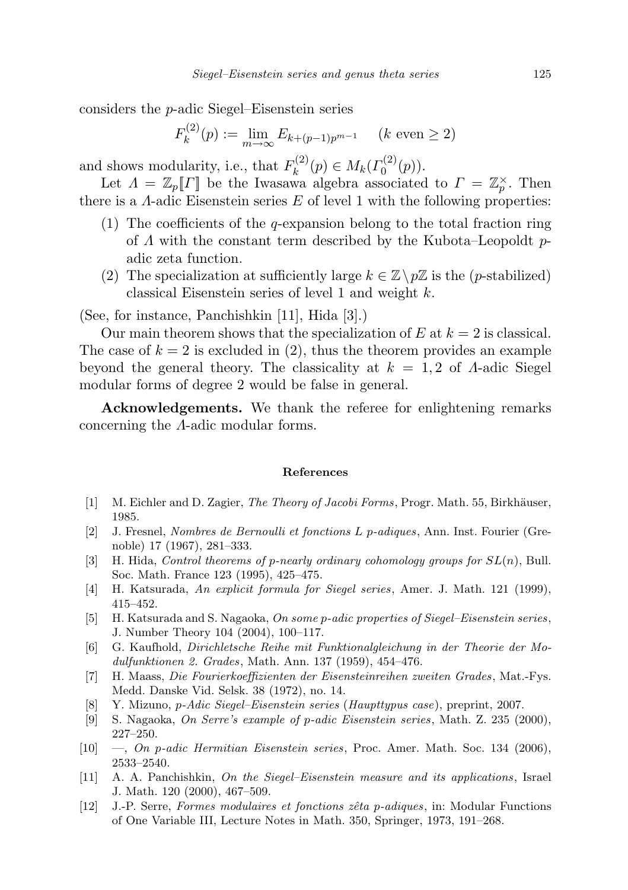considers the $p$-adic Siegel–Eisenstein series

$$F_k^{(2)}(p) := \lim_{m\to\infty} E_{k+(p-1)p^{m-1}} \quad (k \text{ even} \geq 2)$$

and shows modularity, i.e., that $F_k^{(2)}(p) \in M_k(\Gamma_0^{(2)}(p))$.

Let $\Lambda = \mathbb{Z}_p[\![\Gamma]\!]$ be the Iwasawa algebra associated to $\Gamma = \mathbb{Z}_p^\times$. Then there is a $\Lambda$-adic Eisenstein series $E$ of level 1 with the following properties:

1. The coefficients of the $q$-expansion belong to the total fraction ring of $\Lambda$ with the constant term described by the Kubota–Leopoldt $p$-adic zeta function.
2. The specialization at sufficiently large $k \in \mathbb{Z} \setminus p\mathbb{Z}$ is the ($p$-stabilized) classical Eisenstein series of level 1 and weight $k$.

(See, for instance, Panchishkin [11], Hida [3].)

Our main theorem shows that the specialization of $E$ at $k = 2$ is classical. The case of $k = 2$ is excluded in (2), thus the theorem provides an example beyond the general theory. The classicality at $k = 1, 2$ of $\Lambda$-adic Siegel modular forms of degree 2 would be false in general.

**Acknowledgements.** We thank the referee for enlightening remarks concerning the $\Lambda$-adic modular forms.

## References

[1] M. Eichler and D. Zagier, *The Theory of Jacobi Forms*, Progr. Math. 55, Birkhäuser, 1985.

[2] J. Fresnel, *Nombres de Bernoulli et fonctions L p-adiques*, Ann. Inst. Fourier (Grenoble) 17 (1967), 281–333.

[3] H. Hida, *Control theorems of p-nearly ordinary cohomology groups for SL(n)*, Bull. Soc. Math. France 123 (1995), 425–475.

[4] H. Katsurada, *An explicit formula for Siegel series*, Amer. J. Math. 121 (1999), 415–452.

[5] H. Katsurada and S. Nagaoka, *On some p-adic properties of Siegel–Eisenstein series*, J. Number Theory 104 (2004), 100–117.

[6] G. Kaufhold, *Dirichletsche Reihe mit Funktionalgleichung in der Theorie der Modulfunktionen 2. Grades*, Math. Ann. 137 (1959), 454–476.

[7] H. Maass, *Die Fourierkoeffizienten der Eisensteinreihen zweiten Grades*, Mat.-Fys. Medd. Danske Vid. Selsk. 38 (1972), no. 14.

[8] Y. Mizuno, *p-Adic Siegel–Eisenstein series (Haupttypus case)*, preprint, 2007.

[9] S. Nagaoka, *On Serre's example of p-adic Eisenstein series*, Math. Z. 235 (2000), 227–250.

[10] —, *On p-adic Hermitian Eisenstein series*, Proc. Amer. Math. Soc. 134 (2006), 2533–2540.

[11] A. A. Panchishkin, *On the Siegel–Eisenstein measure and its applications*, Israel J. Math. 120 (2000), 467–509.

[12] J.-P. Serre, *Formes modulaires et fonctions zêta p-adiques*, in: Modular Functions of One Variable III, Lecture Notes in Math. 350, Springer, 1973, 191–268.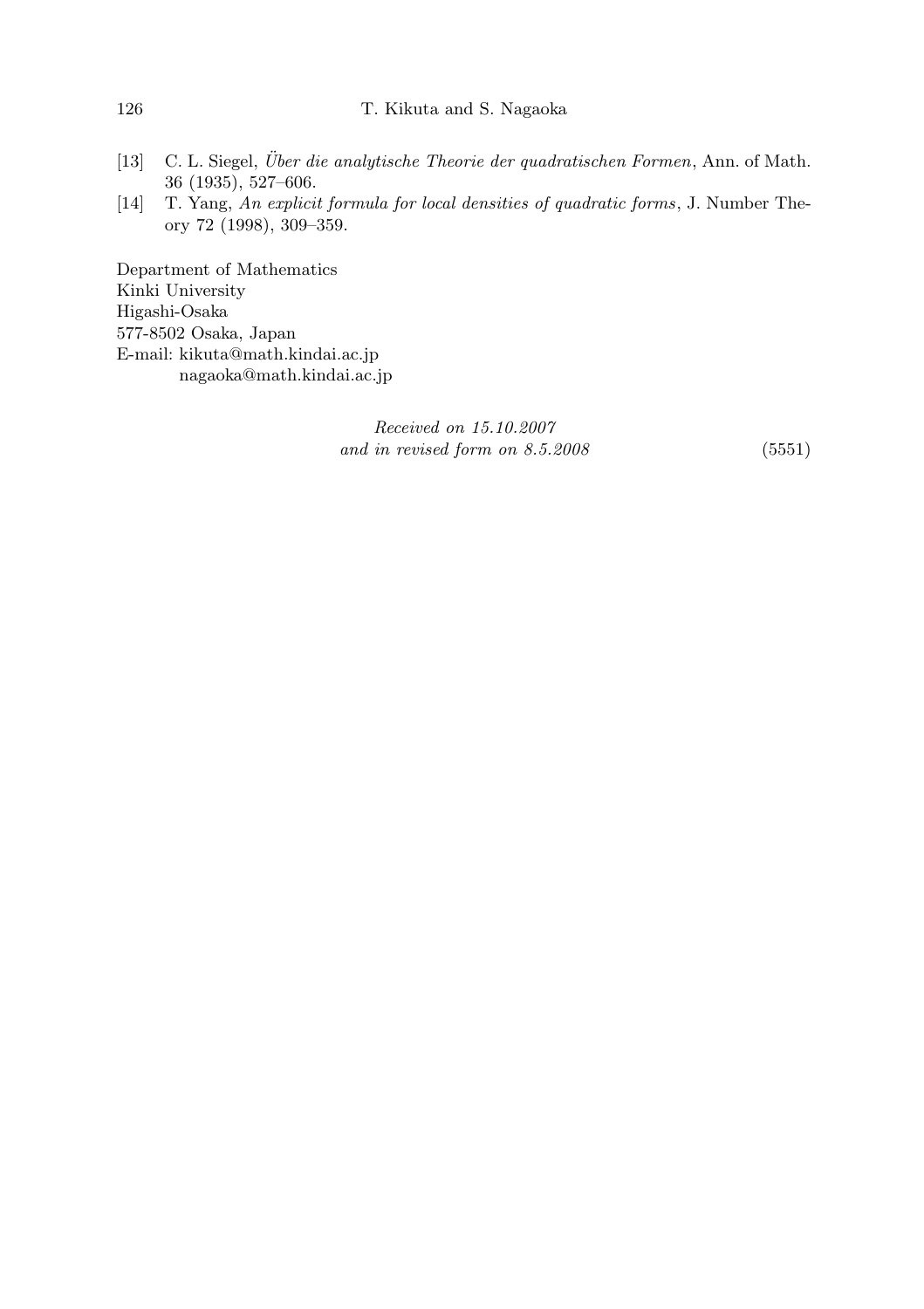[13] C. L. Siegel, *Über die analytische Theorie der quadratischen Formen*, Ann. of Math. 36 (1935), 527–606.

[14] T. Yang, *An explicit formula for local densities of quadratic forms*, J. Number Theory 72 (1998), 309–359.

Department of Mathematics
Kinki University
Higashi-Osaka
577-8502 Osaka, Japan
E-mail: kikuta@math.kindai.ac.jp
nagaoka@math.kindai.ac.jp

*Received on 15.10.2007*
*and in revised form on 8.5.2008* (5551)